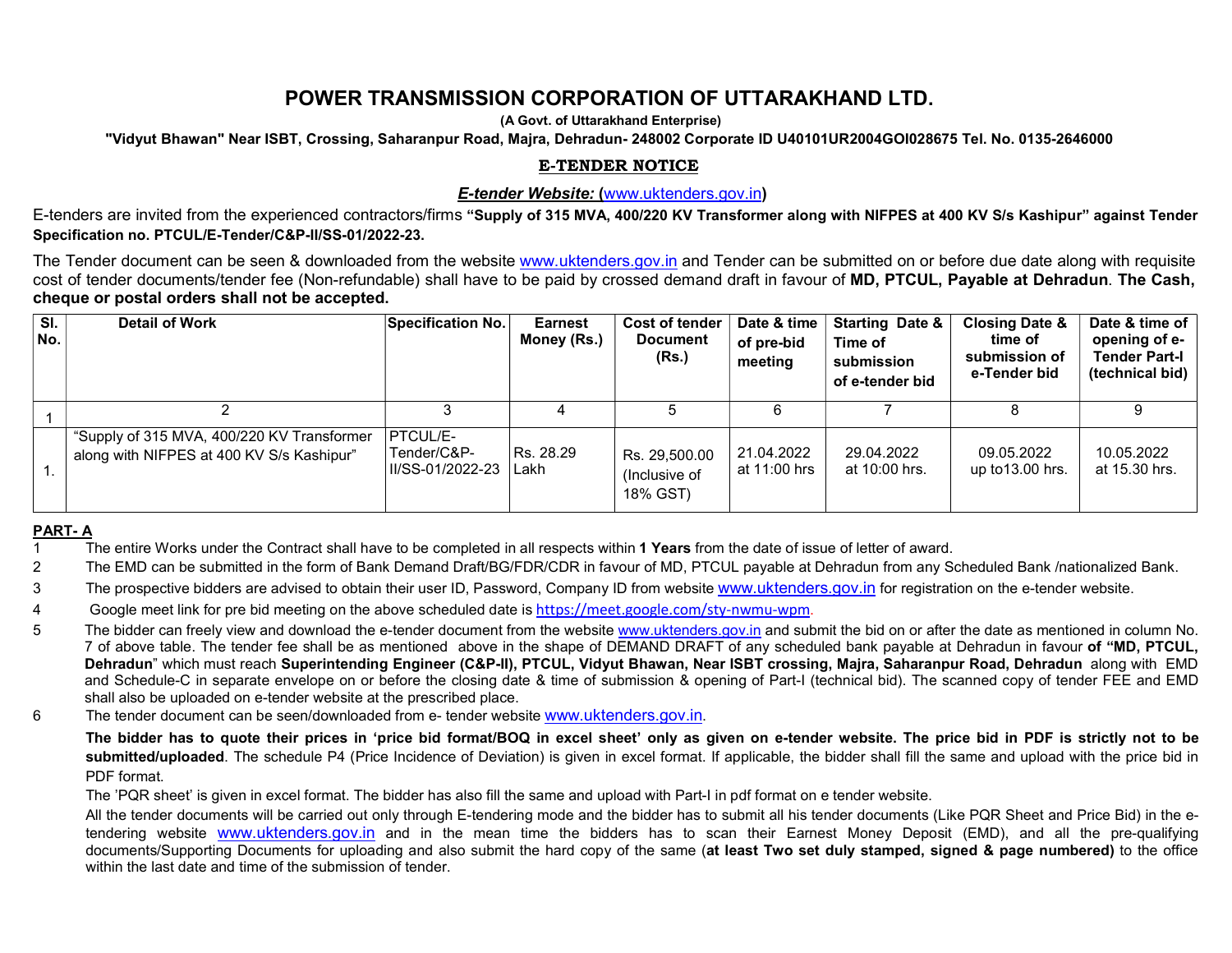# POWER TRANSMISSION CORPORATION OF UTTARAKHAND LTD.

**(A Govt. of Uttarakhand Enterprise)**

**"Vidyut Bhawan" Near ISBT, Crossing, Saharanpur Road, Majra, Dehradun- 248002 Corporate ID U40101UR2004GOI028675 Tel. No. 0135-2646000**

## E-TENDER NOTICE

***E-tender Website:* (www.uktenders.gov.in)**

E-tenders are invited from the experienced contractors/firms **"Supply of 315 MVA, 400/220 KV Transformer along with NIFPES at 400 KV S/s Kashipur" against Tender Specification no. PTCUL/E-Tender/C&P-II/SS-01/2022-23.**

The Tender document can be seen & downloaded from the website www.uktenders.gov.in and Tender can be submitted on or before due date along with requisite cost of tender documents/tender fee (Non-refundable) shall have to be paid by crossed demand draft in favour of **MD, PTCUL, Payable at Dehradun**. **The Cash, cheque or postal orders shall not be accepted.**

| Sl. No. | Detail of Work | Specification No. | Earnest Money (Rs.) | Cost of tender Document (Rs.) | Date & time of pre-bid meeting | Starting Date & Time of submission of e-tender bid | Closing Date & time of submission of e-Tender bid | Date & time of opening of e-Tender Part-I (technical bid) |
|---|---|---|---|---|---|---|---|---|
| 1 | 2 | 3 | 4 | 5 | 6 | 7 | 8 | 9 |
| 1. | "Supply of 315 MVA, 400/220 KV Transformer along with NIFPES at 400 KV S/s Kashipur" | PTCUL/E-Tender/C&P-II/SS-01/2022-23 | Rs. 28.29 Lakh | Rs. 29,500.00 (Inclusive of 18% GST) | 21.04.2022 at 11:00 hrs | 29.04.2022 at 10:00 hrs. | 09.05.2022 up to13.00 hrs. | 10.05.2022 at 15.30 hrs. |

**PART- A**

1. The entire Works under the Contract shall have to be completed in all respects within **1 Years** from the date of issue of letter of award.
2. The EMD can be submitted in the form of Bank Demand Draft/BG/FDR/CDR in favour of MD, PTCUL payable at Dehradun from any Scheduled Bank /nationalized Bank.
3. The prospective bidders are advised to obtain their user ID, Password, Company ID from website www.uktenders.gov.in for registration on the e-tender website.
4. Google meet link for pre bid meeting on the above scheduled date is https://meet.google.com/sty-nwmu-wpm.
5. The bidder can freely view and download the e-tender document from the website www.uktenders.gov.in and submit the bid on or after the date as mentioned in column No. 7 of above table. The tender fee shall be as mentioned above in the shape of DEMAND DRAFT of any scheduled bank payable at Dehradun in favour **of "MD, PTCUL, Dehradun**" which must reach **Superintending Engineer (C&P-II), PTCUL, Vidyut Bhawan, Near ISBT crossing, Majra, Saharanpur Road, Dehradun** along with EMD and Schedule-C in separate envelope on or before the closing date & time of submission & opening of Part-I (technical bid). The scanned copy of tender FEE and EMD shall also be uploaded on e-tender website at the prescribed place.
6. The tender document can be seen/downloaded from e- tender website www.uktenders.gov.in.

   **The bidder has to quote their prices in 'price bid format/BOQ in excel sheet' only as given on e-tender website. The price bid in PDF is strictly not to be submitted/uploaded**. The schedule P4 (Price Incidence of Deviation) is given in excel format. If applicable, the bidder shall fill the same and upload with the price bid in PDF format.

   The 'PQR sheet' is given in excel format. The bidder has also fill the same and upload with Part-I in pdf format on e tender website.

   All the tender documents will be carried out only through E-tendering mode and the bidder has to submit all his tender documents (Like PQR Sheet and Price Bid) in the e-tendering website www.uktenders.gov.in and in the mean time the bidders has to scan their Earnest Money Deposit (EMD), and all the pre-qualifying documents/Supporting Documents for uploading and also submit the hard copy of the same (**at least Two set duly stamped, signed & page numbered)** to the office within the last date and time of the submission of tender.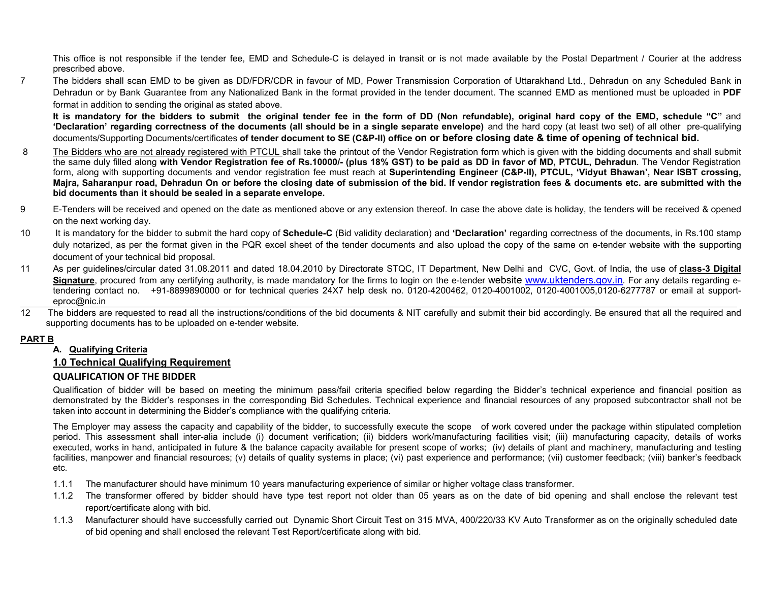This office is not responsible if the tender fee, EMD and Schedule-C is delayed in transit or is not made available by the Postal Department / Courier at the address prescribed above.

7 The bidders shall scan EMD to be given as DD/FDR/CDR in favour of MD, Power Transmission Corporation of Uttarakhand Ltd., Dehradun on any Scheduled Bank in Dehradun or by Bank Guarantee from any Nationalized Bank in the format provided in the tender document. The scanned EMD as mentioned must be uploaded in **PDF** format in addition to sending the original as stated above.

**It is mandatory for the bidders to submit the original tender fee in the form of DD (Non refundable), original hard copy of the EMD, schedule "C"** and **'Declaration' regarding correctness of the documents (all should be in a single separate envelope)** and the hard copy (at least two set) of all other pre-qualifying documents/Supporting Documents/certificates **of tender document to SE (C&P-II) office on or before closing date & time of opening of technical bid.**

8 The Bidders who are not already registered with PTCUL shall take the printout of the Vendor Registration form which is given with the bidding documents and shall submit the same duly filled along **with Vendor Registration fee of Rs.10000/- (plus 18% GST) to be paid as DD in favor of MD, PTCUL, Dehradun**. The Vendor Registration form, along with supporting documents and vendor registration fee must reach at **Superintending Engineer (C&P-II), PTCUL, 'Vidyut Bhawan', Near ISBT crossing, Majra, Saharanpur road, Dehradun On or before the closing date of submission of the bid. If vendor registration fees & documents etc. are submitted with the bid documents than it should be sealed in a separate envelope.**

9 E-Tenders will be received and opened on the date as mentioned above or any extension thereof. In case the above date is holiday, the tenders will be received & opened on the next working day.

10 It is mandatory for the bidder to submit the hard copy of **Schedule-C** (Bid validity declaration) and **'Declaration'** regarding correctness of the documents, in Rs.100 stamp duly notarized, as per the format given in the PQR excel sheet of the tender documents and also upload the copy of the same on e-tender website with the supporting document of your technical bid proposal.

11 As per guidelines/circular dated 31.08.2011 and dated 18.04.2010 by Directorate STQC, IT Department, New Delhi and CVC, Govt. of India, the use of **class-3 Digital Signature**, procured from any certifying authority, is made mandatory for the firms to login on the e-tender website www.uktenders.gov.in. For any details regarding e-tendering contact no. +91-8899890000 or for technical queries 24X7 help desk no. 0120-4200462, 0120-4001002, 0120-4001005,0120-6277787 or email at support-eproc@nic.in

12 The bidders are requested to read all the instructions/conditions of the bid documents & NIT carefully and submit their bid accordingly. Be ensured that all the required and supporting documents has to be uploaded on e-tender website.

## PART B

### A. Qualifying Criteria

### 1.0 Technical Qualifying Requirement

### QUALIFICATION OF THE BIDDER

Qualification of bidder will be based on meeting the minimum pass/fail criteria specified below regarding the Bidder's technical experience and financial position as demonstrated by the Bidder's responses in the corresponding Bid Schedules. Technical experience and financial resources of any proposed subcontractor shall not be taken into account in determining the Bidder's compliance with the qualifying criteria.

The Employer may assess the capacity and capability of the bidder, to successfully execute the scope of work covered under the package within stipulated completion period. This assessment shall inter-alia include (i) document verification; (ii) bidders work/manufacturing facilities visit; (iii) manufacturing capacity, details of works executed, works in hand, anticipated in future & the balance capacity available for present scope of works; (iv) details of plant and machinery, manufacturing and testing facilities, manpower and financial resources; (v) details of quality systems in place; (vi) past experience and performance; (vii) customer feedback; (viii) banker's feedback etc.

1.1.1 The manufacturer should have minimum 10 years manufacturing experience of similar or higher voltage class transformer.

1.1.2 The transformer offered by bidder should have type test report not older than 05 years as on the date of bid opening and shall enclose the relevant test report/certificate along with bid.

1.1.3 Manufacturer should have successfully carried out Dynamic Short Circuit Test on 315 MVA, 400/220/33 KV Auto Transformer as on the originally scheduled date of bid opening and shall enclosed the relevant Test Report/certificate along with bid.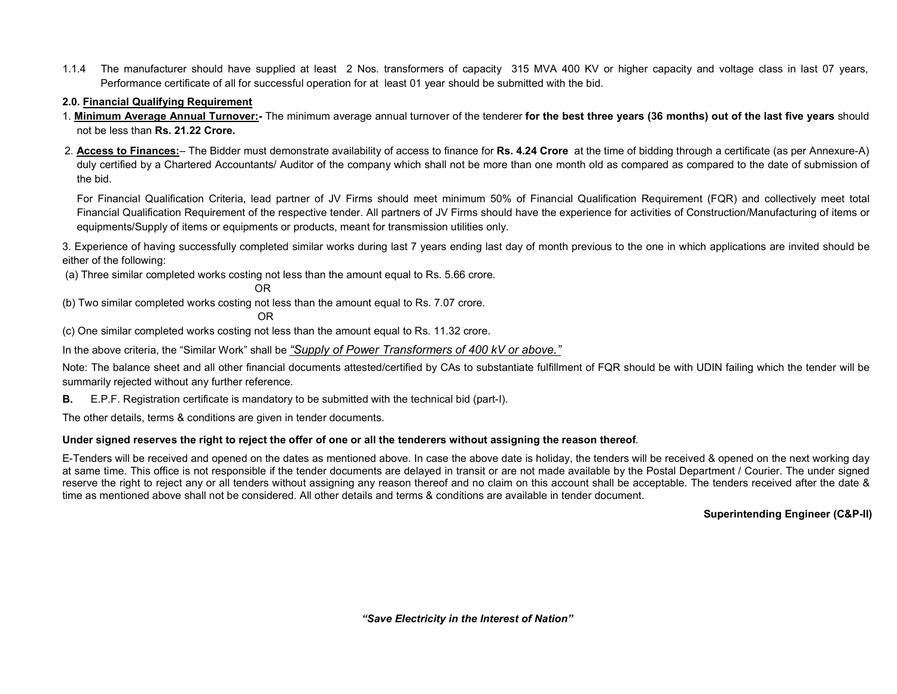1.1.4 The manufacturer should have supplied at least 2 Nos. transformers of capacity 315 MVA 400 KV or higher capacity and voltage class in last 07 years, Performance certificate of all for successful operation for at least 01 year should be submitted with the bid.

**2.0. Financial Qualifying Requirement**

1. **Minimum Average Annual Turnover:-** The minimum average annual turnover of the tenderer **for the best three years (36 months) out of the last five years** should not be less than **Rs. 21.22 Crore.**

2. **Access to Finances:**– The Bidder must demonstrate availability of access to finance for **Rs. 4.24 Crore** at the time of bidding through a certificate (as per Annexure-A) duly certified by a Chartered Accountants/ Auditor of the company which shall not be more than one month old as compared as compared to the date of submission of the bid.

   For Financial Qualification Criteria, lead partner of JV Firms should meet minimum 50% of Financial Qualification Requirement (FQR) and collectively meet total Financial Qualification Requirement of the respective tender. All partners of JV Firms should have the experience for activities of Construction/Manufacturing of items or equipments/Supply of items or equipments or products, meant for transmission utilities only.

3. Experience of having successfully completed similar works during last 7 years ending last day of month previous to the one in which applications are invited should be either of the following:

(a) Three similar completed works costing not less than the amount equal to Rs. 5.66 crore.

OR

(b) Two similar completed works costing not less than the amount equal to Rs. 7.07 crore.

OR

(c) One similar completed works costing not less than the amount equal to Rs. 11.32 crore.

In the above criteria, the "Similar Work" shall be *"Supply of Power Transformers of 400 kV or above."*

Note: The balance sheet and all other financial documents attested/certified by CAs to substantiate fulfillment of FQR should be with UDIN failing which the tender will be summarily rejected without any further reference.

**B.** E.P.F. Registration certificate is mandatory to be submitted with the technical bid (part-I).

The other details, terms & conditions are given in tender documents.

**Under signed reserves the right to reject the offer of one or all the tenderers without assigning the reason thereof**.

E-Tenders will be received and opened on the dates as mentioned above. In case the above date is holiday, the tenders will be received & opened on the next working day at same time. This office is not responsible if the tender documents are delayed in transit or are not made available by the Postal Department / Courier. The under signed reserve the right to reject any or all tenders without assigning any reason thereof and no claim on this account shall be acceptable. The tenders received after the date & time as mentioned above shall not be considered. All other details and terms & conditions are available in tender document.

**Superintending Engineer (C&P-II)**

***"Save Electricity in the Interest of Nation"***